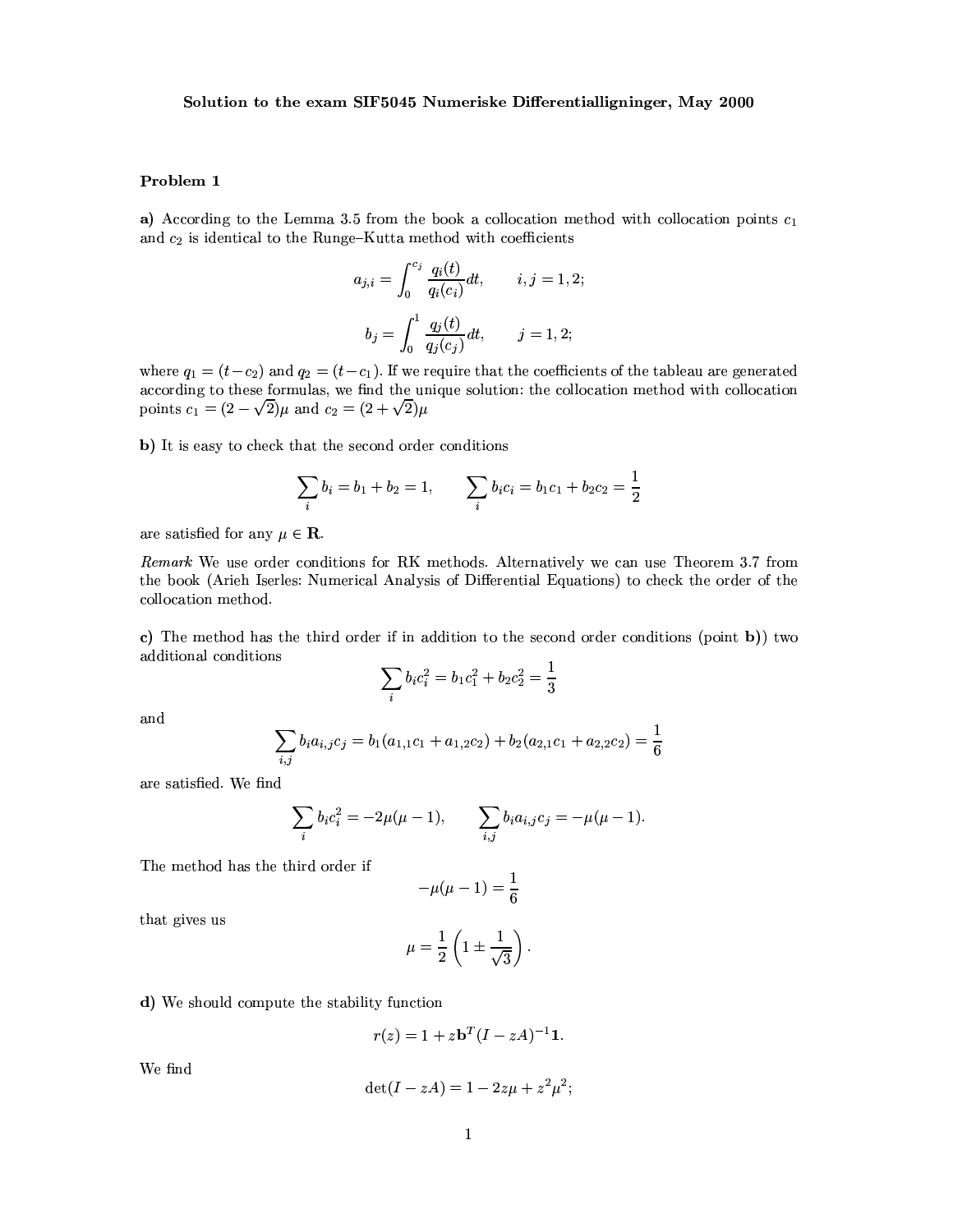**Solution to the exam SIF5045 Numeriske Differentialligninger, May 2000**

## Problem 1

**a)** According to the Lemma 3.5 from the book a collocation method with collocation points $c_1$ and $c_2$ is identical to the Runge–Kutta method with coefficients

$$a_{j,i} = \int_0^{c_j} \frac{q_i(t)}{q_i(c_i)} dt, \qquad i, j = 1, 2;$$

$$b_j = \int_0^1 \frac{q_j(t)}{q_j(c_j)} dt, \qquad j = 1, 2;$$

where $q_1 = (t - c_2)$ and $q_2 = (t - c_1)$. If we require that the coefficients of the tableau are generated according to these formulas, we find the unique solution: the collocation method with collocation points $c_1 = (2 - \sqrt{2})\mu$ and $c_2 = (2 + \sqrt{2})\mu$

**b)** It is easy to check that the second order conditions

$$\sum_i b_i = b_1 + b_2 = 1, \qquad \sum_i b_i c_i = b_1 c_1 + b_2 c_2 = \frac{1}{2}$$

are satisfied for any $\mu \in \mathbf{R}$.

*Remark* We use order conditions for RK methods. Alternatively we can use Theorem 3.7 from the book (Arieh Iserles: Numerical Analysis of Differential Equations) to check the order of the collocation method.

**c)** The method has the third order if in addition to the second order conditions (point **b)**) two additional conditions

$$\sum_i b_i c_i^2 = b_1 c_1^2 + b_2 c_2^2 = \frac{1}{3}$$

and

$$\sum_{i,j} b_i a_{i,j} c_j = b_1(a_{1,1}c_1 + a_{1,2}c_2) + b_2(a_{2,1}c_1 + a_{2,2}c_2) = \frac{1}{6}$$

are satisfied. We find

$$\sum_i b_i c_i^2 = -2\mu(\mu - 1), \qquad \sum_{i,j} b_i a_{i,j} c_j = -\mu(\mu - 1).$$

The method has the third order if

$$-\mu(\mu - 1) = \frac{1}{6}$$

that gives us

$$\mu = \frac{1}{2}\left(1 \pm \frac{1}{\sqrt{3}}\right).$$

**d)** We should compute the stability function

$$r(z) = 1 + z\mathbf{b}^T(I - zA)^{-1}\mathbf{1}.$$

We find

$$\det(I - zA) = 1 - 2z\mu + z^2\mu^2;$$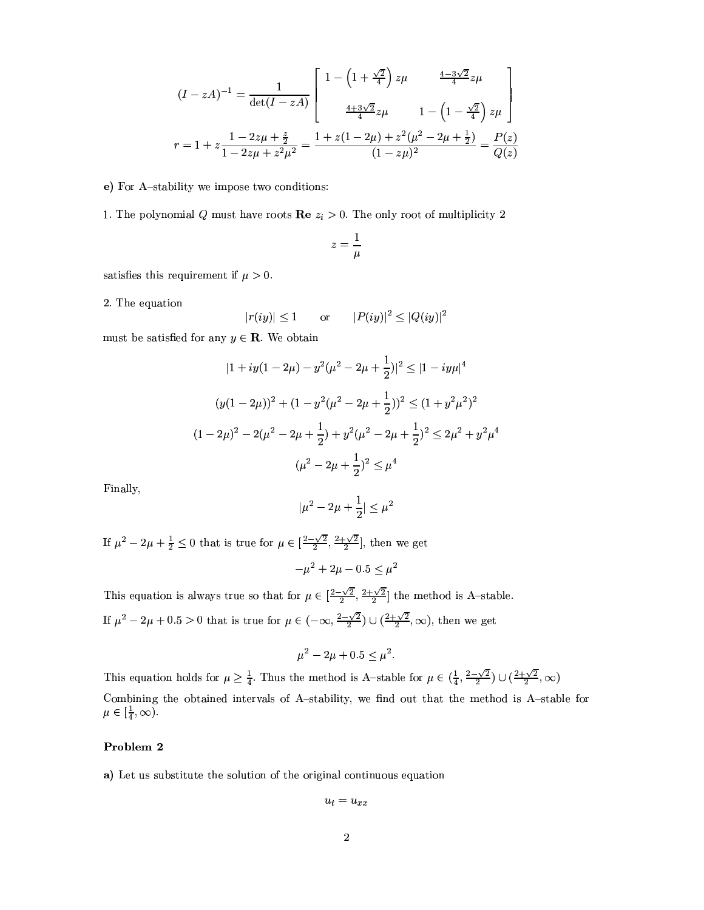$$(I - zA)^{-1} = \frac{1}{\det(I - zA)} \begin{bmatrix} 1 - \left(1 + \frac{\sqrt{2}}{4}\right) z\mu & \frac{4-3\sqrt{2}}{4} z\mu \\ \frac{4+3\sqrt{2}}{4} z\mu & 1 - \left(1 - \frac{\sqrt{2}}{4}\right) z\mu \end{bmatrix}$$

$$r = 1 + z\frac{1 - 2z\mu + \frac{z}{2}}{1 - 2z\mu + z^2\mu^2} = \frac{1 + z(1 - 2\mu) + z^2(\mu^2 - 2\mu + \frac{1}{2})}{(1 - z\mu)^2} = \frac{P(z)}{Q(z)}$$

**e)** For A–stability we impose two conditions:

1. The polynomial $Q$ must have roots $\mathbf{Re}\ z_i > 0$. The only root of multiplicity 2

$$z = \frac{1}{\mu}$$

satisfies this requirement if $\mu > 0$.

2. The equation

$$|r(iy)| \leq 1 \qquad \text{or} \qquad |P(iy)|^2 \leq |Q(iy)|^2$$

must be satisfied for any $y \in \mathbf{R}$. We obtain

$$|1 + iy(1 - 2\mu) - y^2(\mu^2 - 2\mu + \frac{1}{2})|^2 \leq |1 - iy\mu|^4$$

$$(y(1 - 2\mu))^2 + (1 - y^2(\mu^2 - 2\mu + \frac{1}{2}))^2 \leq (1 + y^2\mu^2)^2$$

$$(1 - 2\mu)^2 - 2(\mu^2 - 2\mu + \frac{1}{2}) + y^2(\mu^2 - 2\mu + \frac{1}{2})^2 \leq 2\mu^2 + y^2\mu^4$$

$$(\mu^2 - 2\mu + \frac{1}{2})^2 \leq \mu^4$$

Finally,

$$|\mu^2 - 2\mu + \frac{1}{2}| \leq \mu^2$$

If $\mu^2 - 2\mu + \frac{1}{2} \leq 0$ that is true for $\mu \in [\frac{2-\sqrt{2}}{2}, \frac{2+\sqrt{2}}{2}]$, then we get

$$-\mu^2 + 2\mu - 0.5 \leq \mu^2$$

This equation is always true so that for $\mu \in [\frac{2-\sqrt{2}}{2}, \frac{2+\sqrt{2}}{2}]$ the method is A–stable.

If $\mu^2 - 2\mu + 0.5 > 0$ that is true for $\mu \in (-\infty, \frac{2-\sqrt{2}}{2}) \cup (\frac{2+\sqrt{2}}{2}, \infty)$, then we get

$$\mu^2 - 2\mu + 0.5 \leq \mu^2.$$

This equation holds for $\mu \geq \frac{1}{4}$. Thus the method is A–stable for $\mu \in (\frac{1}{4}, \frac{2-\sqrt{2}}{2}) \cup (\frac{2+\sqrt{2}}{2}, \infty)$

Combining the obtained intervals of A–stability, we find out that the method is A–stable for $\mu \in [\frac{1}{4}, \infty)$.

**Problem 2**

**a)** Let us substitute the solution of the original continuous equation

$$u_t = u_{xx}$$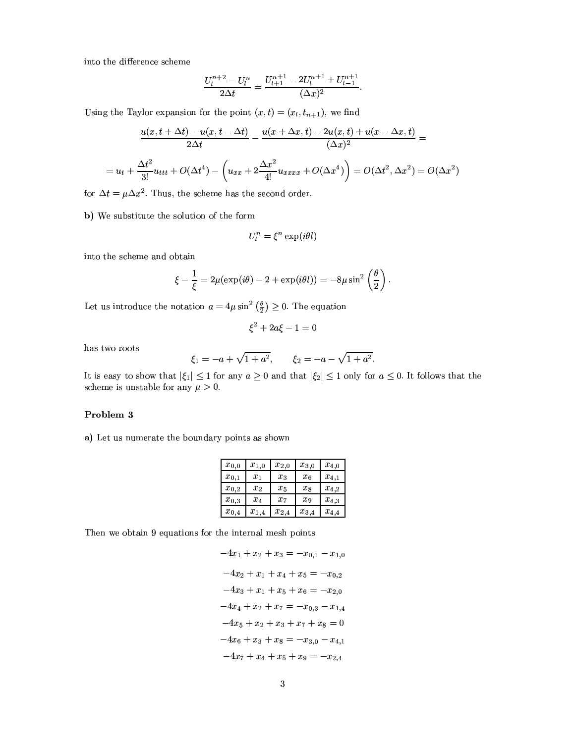into the difference scheme

$$\frac{U_l^{n+2} - U_l^n}{2\Delta t} = \frac{U_{l+1}^{n+1} - 2U_l^{n+1} + U_{l-1}^{n+1}}{(\Delta x)^2}.$$

Using the Taylor expansion for the point $(x, t) = (x_l, t_{n+1})$, we find

$$\frac{u(x, t + \Delta t) - u(x, t - \Delta t)}{2\Delta t} - \frac{u(x + \Delta x, t) - 2u(x, t) + u(x - \Delta x, t)}{(\Delta x)^2} =$$

$$= u_t + \frac{\Delta t^2}{3!} u_{ttt} + O(\Delta t^4) - \left( u_{xx} + 2\frac{\Delta x^2}{4!} u_{xxxx} + O(\Delta x^4) \right) = O(\Delta t^2, \Delta x^2) = O(\Delta x^2)$$

for $\Delta t = \mu \Delta x^2$. Thus, the scheme has the second order.

**b)** We substitute the solution of the form

$$U_l^n = \xi^n \exp(i\theta l)$$

into the scheme and obtain

$$\xi - \frac{1}{\xi} = 2\mu(\exp(i\theta) - 2 + \exp(i\theta l)) = -8\mu \sin^2\left(\frac{\theta}{2}\right).$$

Let us introduce the notation $a = 4\mu \sin^2\left(\frac{\theta}{2}\right) \geq 0$. The equation

$$\xi^2 + 2a\xi - 1 = 0$$

has two roots

$$\xi_1 = -a + \sqrt{1 + a^2}, \qquad \xi_2 = -a - \sqrt{1 + a^2}.$$

It is easy to show that $|\xi_1| \leq 1$ for any $a \geq 0$ and that $|\xi_2| \leq 1$ only for $a \leq 0$. It follows that the scheme is unstable for any $\mu > 0$.

### Problem 3

**a)** Let us numerate the boundary points as shown

| $x_{0,0}$ | $x_{1,0}$ | $x_{2,0}$ | $x_{3,0}$ | $x_{4,0}$ |
|---|---|---|---|---|
| $x_{0,1}$ | $x_1$ | $x_3$ | $x_6$ | $x_{4,1}$ |
| $x_{0,2}$ | $x_2$ | $x_5$ | $x_8$ | $x_{4,2}$ |
| $x_{0,3}$ | $x_4$ | $x_7$ | $x_9$ | $x_{4,3}$ |
| $x_{0,4}$ | $x_{1,4}$ | $x_{2,4}$ | $x_{3,4}$ | $x_{4,4}$ |

Then we obtain 9 equations for the internal mesh points

$$-4x_1 + x_2 + x_3 = -x_{0,1} - x_{1,0}$$

$$-4x_2 + x_1 + x_4 + x_5 = -x_{0,2}$$

$$-4x_3 + x_1 + x_5 + x_6 = -x_{2,0}$$

$$-4x_4 + x_2 + x_7 = -x_{0,3} - x_{1,4}$$

$$-4x_5 + x_2 + x_3 + x_7 + x_8 = 0$$

$$-4x_6 + x_3 + x_8 = -x_{3,0} - x_{4,1}$$

$$-4x_7 + x_4 + x_5 + x_9 = -x_{2,4}$$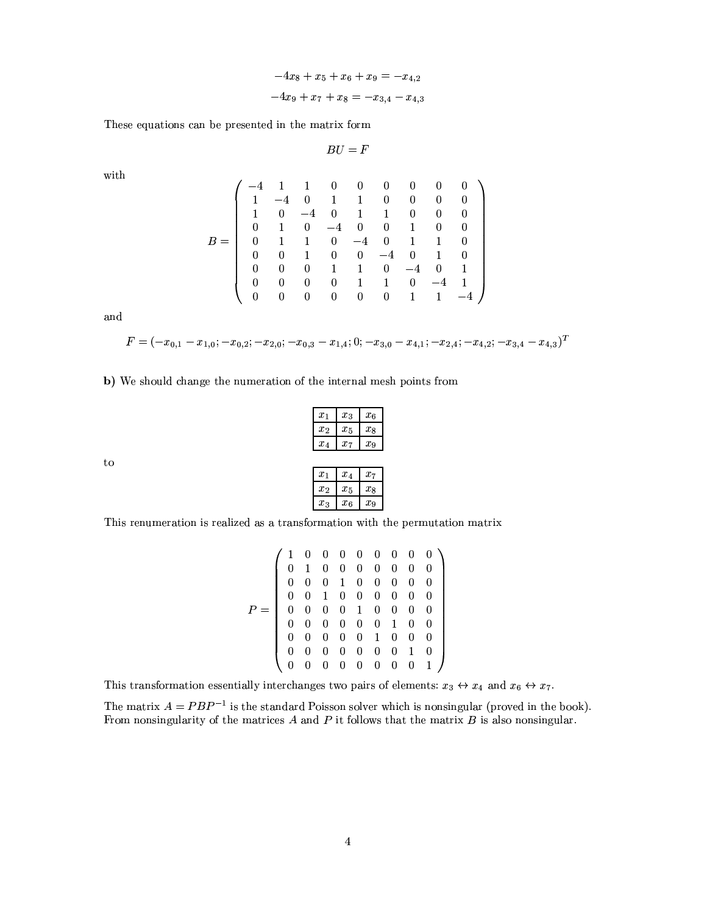$$-4x_8 + x_5 + x_6 + x_9 = -x_{4,2}$$

$$-4x_9 + x_7 + x_8 = -x_{3,4} - x_{4,3}$$

These equations can be presented in the matrix form

$$BU = F$$

with

$$B = \begin{pmatrix} -4 & 1 & 1 & 0 & 0 & 0 & 0 & 0 & 0 \\ 1 & -4 & 0 & 1 & 1 & 0 & 0 & 0 & 0 \\ 1 & 0 & -4 & 0 & 1 & 1 & 0 & 0 & 0 \\ 0 & 1 & 0 & -4 & 0 & 0 & 1 & 0 & 0 \\ 0 & 1 & 1 & 0 & -4 & 0 & 1 & 1 & 0 \\ 0 & 0 & 1 & 0 & 0 & -4 & 0 & 1 & 0 \\ 0 & 0 & 0 & 1 & 1 & 0 & -4 & 0 & 1 \\ 0 & 0 & 0 & 0 & 1 & 1 & 0 & -4 & 1 \\ 0 & 0 & 0 & 0 & 0 & 0 & 1 & 1 & -4 \end{pmatrix}$$

and

$$F = (-x_{0,1} - x_{1,0}; -x_{0,2}; -x_{2,0}; -x_{0,3} - x_{1,4}; 0; -x_{3,0} - x_{4,1}; -x_{2,4}; -x_{4,2}; -x_{3,4} - x_{4,3})^T$$

**b)** We should change the numeration of the internal mesh points from

| | | |
|---|---|---|
| $x_1$ | $x_3$ | $x_6$ |
| $x_2$ | $x_5$ | $x_8$ |
| $x_4$ | $x_7$ | $x_9$ |

to

| | | |
|---|---|---|
| $x_1$ | $x_4$ | $x_7$ |
| $x_2$ | $x_5$ | $x_8$ |
| $x_3$ | $x_6$ | $x_9$ |

This renumeration is realized as a transformation with the permutation matrix

$$P = \begin{pmatrix} 1 & 0 & 0 & 0 & 0 & 0 & 0 & 0 & 0 \\ 0 & 1 & 0 & 0 & 0 & 0 & 0 & 0 & 0 \\ 0 & 0 & 0 & 1 & 0 & 0 & 0 & 0 & 0 \\ 0 & 0 & 1 & 0 & 0 & 0 & 0 & 0 & 0 \\ 0 & 0 & 0 & 0 & 1 & 0 & 0 & 0 & 0 \\ 0 & 0 & 0 & 0 & 0 & 0 & 1 & 0 & 0 \\ 0 & 0 & 0 & 0 & 0 & 1 & 0 & 0 & 0 \\ 0 & 0 & 0 & 0 & 0 & 0 & 0 & 1 & 0 \\ 0 & 0 & 0 & 0 & 0 & 0 & 0 & 0 & 1 \end{pmatrix}$$

This transformation essentially interchanges two pairs of elements: $x_3 \leftrightarrow x_4$ and $x_6 \leftrightarrow x_7$.

The matrix $A = PBP^{-1}$ is the standard Poisson solver which is nonsingular (proved in the book). From nonsingularity of the matrices $A$ and $P$ it follows that the matrix $B$ is also nonsingular.